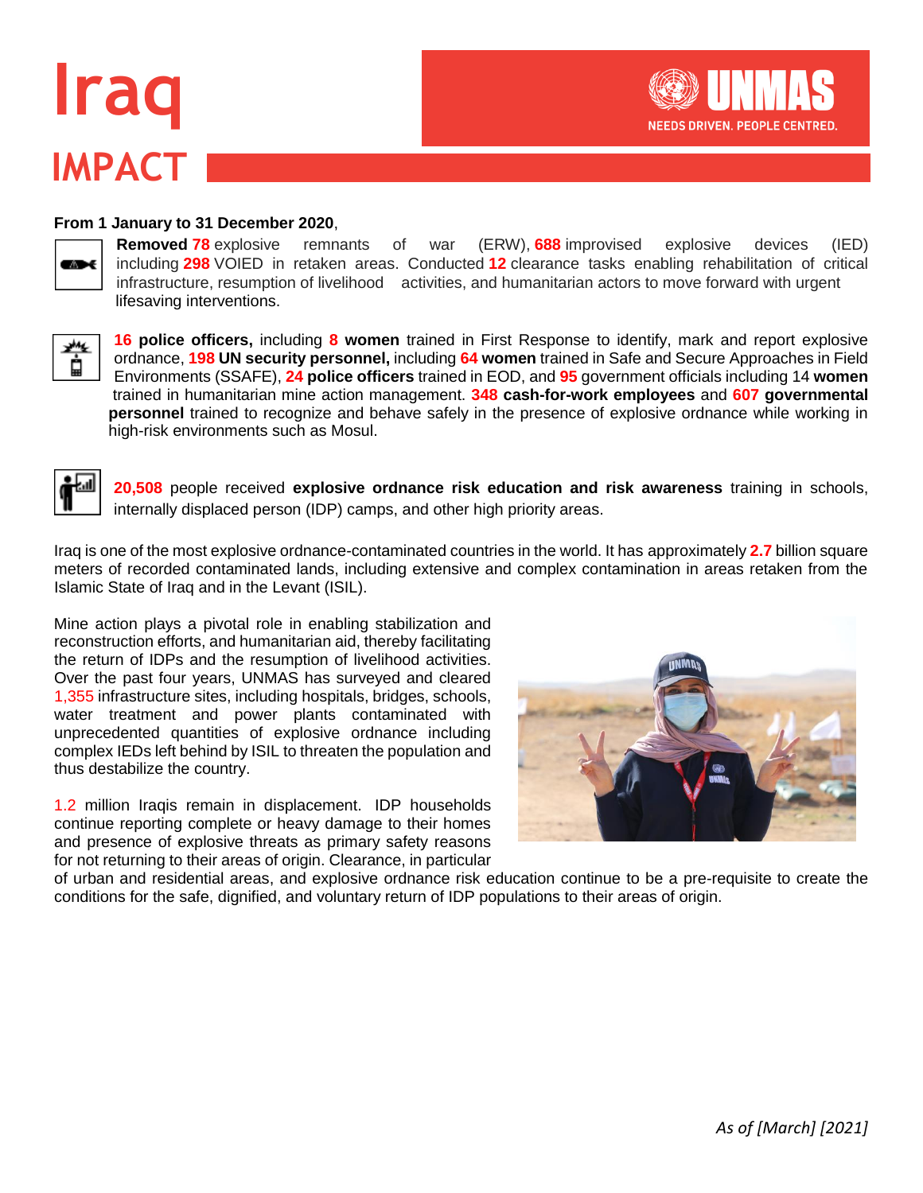# Iraq

## IMPACT

UNMAS
NEEDS DRIVEN. PEOPLE CENTRED.

**From 1 January to 31 December 2020**,

**Removed 78** explosive remnants of war (ERW), **688** improvised explosive devices (IED) including **298** VOIED in retaken areas. Conducted **12** clearance tasks enabling rehabilitation of critical infrastructure, resumption of livelihood activities, and humanitarian actors to move forward with urgent lifesaving interventions.

**16 police officers,** including **8 women** trained in First Response to identify, mark and report explosive ordnance, **198 UN security personnel,** including **64 women** trained in Safe and Secure Approaches in Field Environments (SSAFE), **24 police officers** trained in EOD, and **95** government officials including 14 **women** trained in humanitarian mine action management. **348 cash-for-work employees** and **607 governmental personnel** trained to recognize and behave safely in the presence of explosive ordnance while working in high-risk environments such as Mosul.

**20,508** people received **explosive ordnance risk education and risk awareness** training in schools, internally displaced person (IDP) camps, and other high priority areas.

Iraq is one of the most explosive ordnance-contaminated countries in the world. It has approximately **2.7** billion square meters of recorded contaminated lands, including extensive and complex contamination in areas retaken from the Islamic State of Iraq and in the Levant (ISIL).

Mine action plays a pivotal role in enabling stabilization and reconstruction efforts, and humanitarian aid, thereby facilitating the return of IDPs and the resumption of livelihood activities. Over the past four years, UNMAS has surveyed and cleared 1,355 infrastructure sites, including hospitals, bridges, schools, water treatment and power plants contaminated with unprecedented quantities of explosive ordnance including complex IEDs left behind by ISIL to threaten the population and thus destabilize the country.

1.2 million Iraqis remain in displacement. IDP households continue reporting complete or heavy damage to their homes and presence of explosive threats as primary safety reasons for not returning to their areas of origin. Clearance, in particular of urban and residential areas, and explosive ordnance risk education continue to be a pre-requisite to create the conditions for the safe, dignified, and voluntary return of IDP populations to their areas of origin.

*As of [March] [2021]*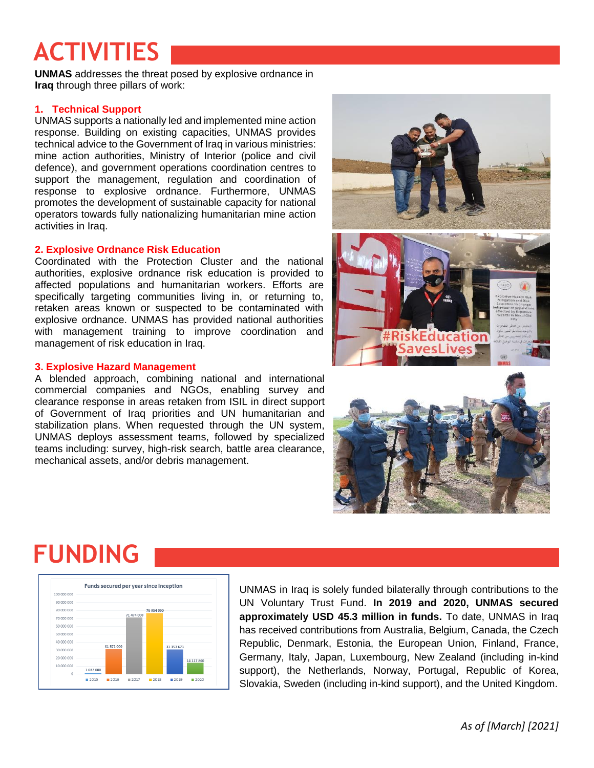# ACTIVITIES

**UNMAS** addresses the threat posed by explosive ordnance in **Iraq** through three pillars of work:

### 1. Technical Support

UNMAS supports a nationally led and implemented mine action response. Building on existing capacities, UNMAS provides technical advice to the Government of Iraq in various ministries: mine action authorities, Ministry of Interior (police and civil defence), and government operations coordination centres to support the management, regulation and coordination of response to explosive ordnance. Furthermore, UNMAS promotes the development of sustainable capacity for national operators towards fully nationalizing humanitarian mine action activities in Iraq.

### 2. Explosive Ordnance Risk Education

Coordinated with the Protection Cluster and the national authorities, explosive ordnance risk education is provided to affected populations and humanitarian workers. Efforts are specifically targeting communities living in, or returning to, retaken areas known or suspected to be contaminated with explosive ordnance. UNMAS has provided national authorities with management training to improve coordination and management of risk education in Iraq.

### 3. Explosive Hazard Management

A blended approach, combining national and international commercial companies and NGOs, enabling survey and clearance response in areas retaken from ISIL in direct support of Government of Iraq priorities and UN humanitarian and stabilization plans. When requested through the UN system, UNMAS deploys assessment teams, followed by specialized teams including: survey, high-risk search, battle area clearance, mechanical assets, and/or debris management.

# FUNDING

Funds secured per year since inception

| Year | Funds secured |
|---|---|
| 2015 | 1 072 000 |
| 2016 | 31 571 000 |
| 2017 | 71 474 000 |
| 2018 | 76 954 000 |
| 2019 | 31 153 673 |
| 2020 | 14 117 800 |

UNMAS in Iraq is solely funded bilaterally through contributions to the UN Voluntary Trust Fund. **In 2019 and 2020, UNMAS secured approximately USD 45.3 million in funds.** To date, UNMAS in Iraq has received contributions from Australia, Belgium, Canada, the Czech Republic, Denmark, Estonia, the European Union, Finland, France, Germany, Italy, Japan, Luxembourg, New Zealand (including in-kind support), the Netherlands, Norway, Portugal, Republic of Korea, Slovakia, Sweden (including in-kind support), and the United Kingdom.

*As of [March] [2021]*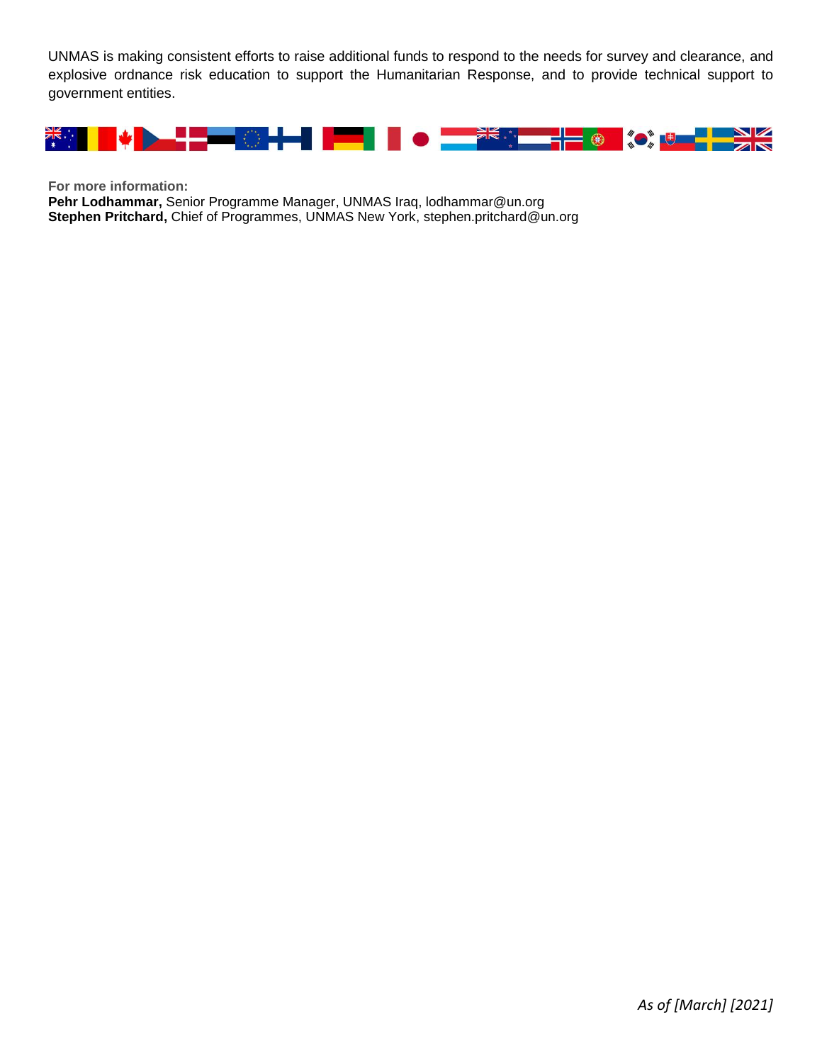UNMAS is making consistent efforts to raise additional funds to respond to the needs for survey and clearance, and explosive ordnance risk education to support the Humanitarian Response, and to provide technical support to government entities.

**For more information:**

**Pehr Lodhammar,** Senior Programme Manager, UNMAS Iraq, lodhammar@un.org
**Stephen Pritchard,** Chief of Programmes, UNMAS New York, stephen.pritchard@un.org

*As of [March] [2021]*